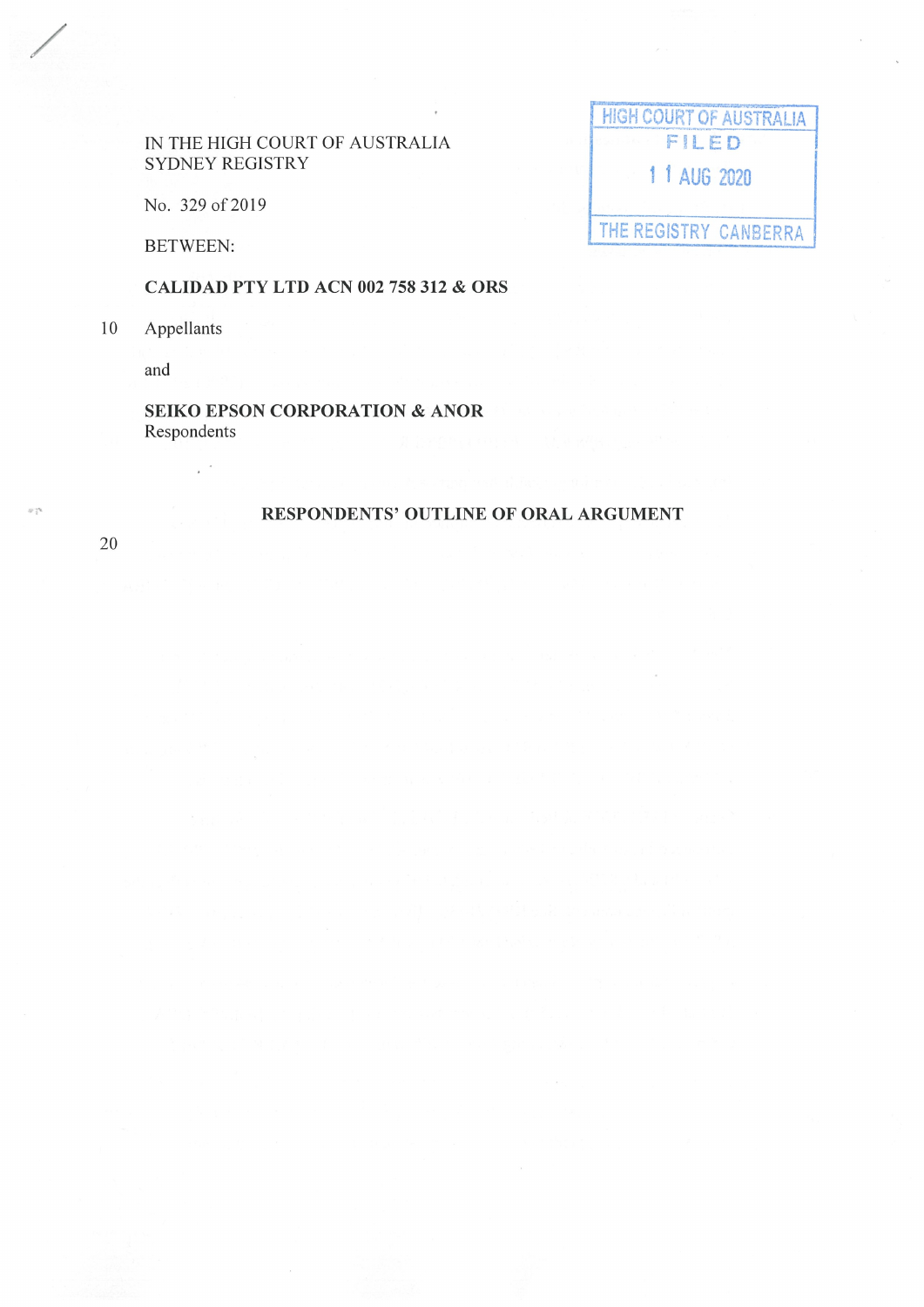IN THE HIGH COURT OF AUSTRALIA
SYDNEY REGISTRY

HIGH COURT OF AUSTRALIA
FILED
11 AUG 2020
THE REGISTRY CANBERRA

No. 329 of 2019

BETWEEN:

**CALIDAD PTY LTD ACN 002 758 312 & ORS**

Appellants

and

**SEIKO EPSON CORPORATION & ANOR**
Respondents

**RESPONDENTS' OUTLINE OF ORAL ARGUMENT**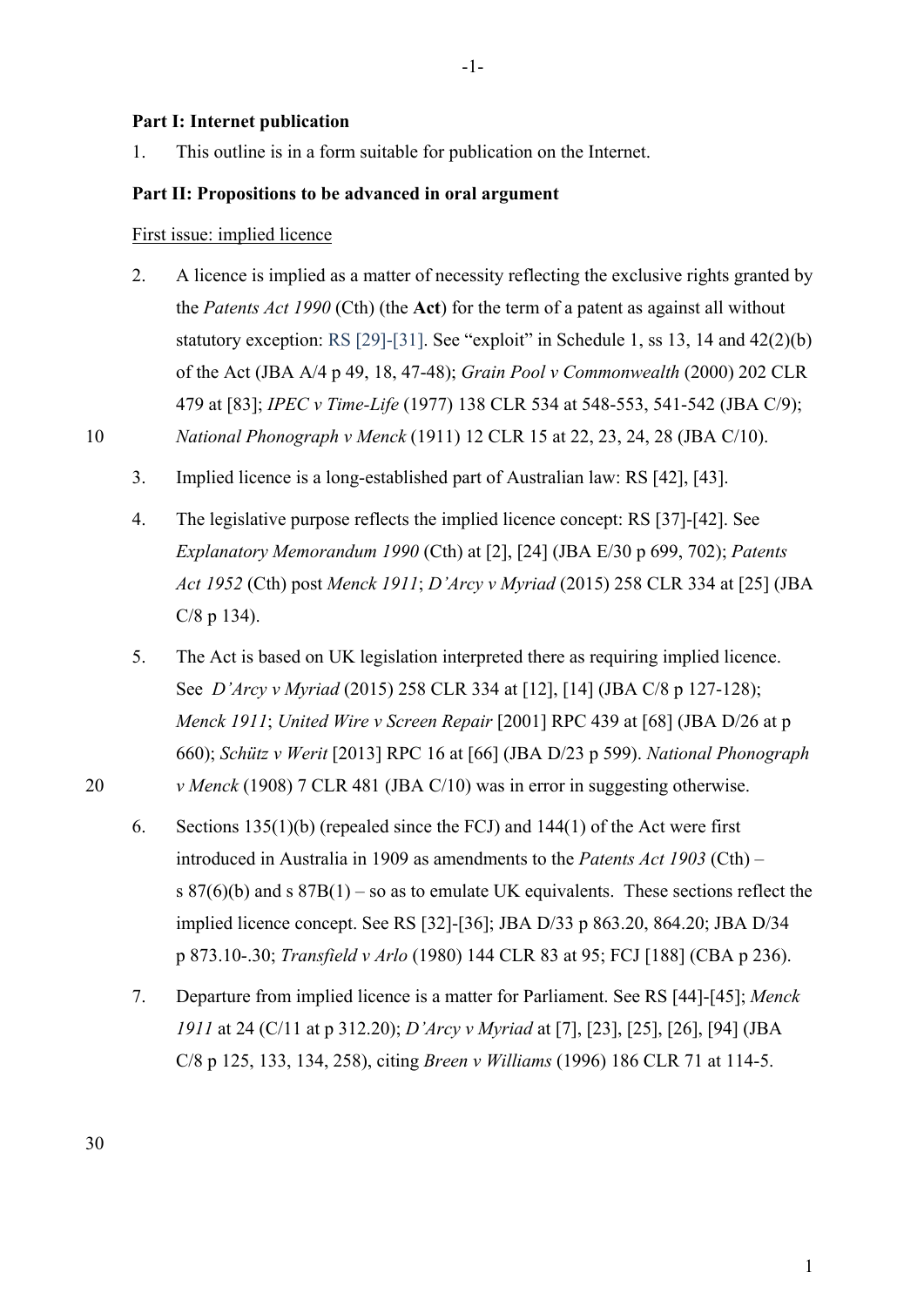**Part I: Internet publication**

1. This outline is in a form suitable for publication on the Internet.

**Part II: Propositions to be advanced in oral argument**

First issue: implied licence

2. A licence is implied as a matter of necessity reflecting the exclusive rights granted by the *Patents Act 1990* (Cth) (the **Act**) for the term of a patent as against all without statutory exception: RS [29]-[31]. See "exploit" in Schedule 1, ss 13, 14 and 42(2)(b) of the Act (JBA A/4 p 49, 18, 47-48); *Grain Pool v Commonwealth* (2000) 202 CLR 479 at [83]; *IPEC v Time-Life* (1977) 138 CLR 534 at 548-553, 541-542 (JBA C/9); *National Phonograph v Menck* (1911) 12 CLR 15 at 22, 23, 24, 28 (JBA C/10).

3. Implied licence is a long-established part of Australian law: RS [42], [43].

4. The legislative purpose reflects the implied licence concept: RS [37]-[42]. See *Explanatory Memorandum 1990* (Cth) at [2], [24] (JBA E/30 p 699, 702); *Patents Act 1952* (Cth) post *Menck 1911*; *D'Arcy v Myriad* (2015) 258 CLR 334 at [25] (JBA C/8 p 134).

5. The Act is based on UK legislation interpreted there as requiring implied licence. See *D'Arcy v Myriad* (2015) 258 CLR 334 at [12], [14] (JBA C/8 p 127-128); *Menck 1911*; *United Wire v Screen Repair* [2001] RPC 439 at [68] (JBA D/26 at p 660); *Schütz v Werit* [2013] RPC 16 at [66] (JBA D/23 p 599). *National Phonograph v Menck* (1908) 7 CLR 481 (JBA C/10) was in error in suggesting otherwise.

6. Sections 135(1)(b) (repealed since the FCJ) and 144(1) of the Act were first introduced in Australia in 1909 as amendments to the *Patents Act 1903* (Cth) – s 87(6)(b) and s 87B(1) – so as to emulate UK equivalents. These sections reflect the implied licence concept. See RS [32]-[36]; JBA D/33 p 863.20, 864.20; JBA D/34 p 873.10-.30; *Transfield v Arlo* (1980) 144 CLR 83 at 95; FCJ [188] (CBA p 236).

7. Departure from implied licence is a matter for Parliament. See RS [44]-[45]; *Menck 1911* at 24 (C/11 at p 312.20); *D'Arcy v Myriad* at [7], [23], [25], [26], [94] (JBA C/8 p 125, 133, 134, 258), citing *Breen v Williams* (1996) 186 CLR 71 at 114-5.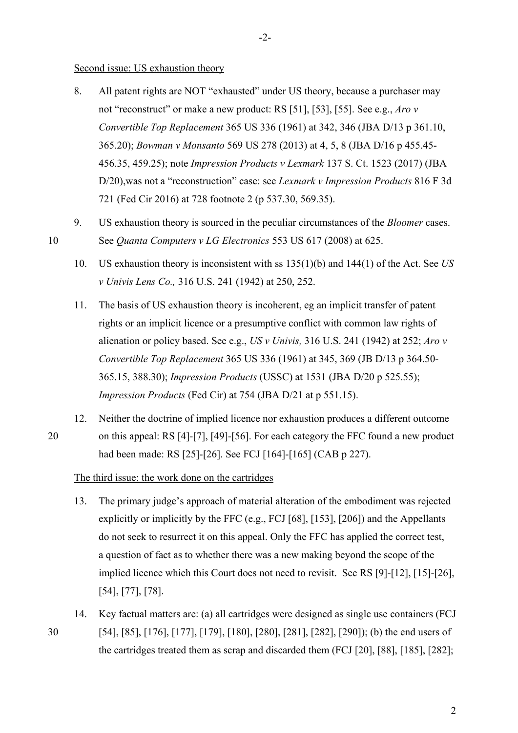Second issue: US exhaustion theory

8. All patent rights are NOT "exhausted" under US theory, because a purchaser may not "reconstruct" or make a new product: RS [51], [53], [55]. See e.g., *Aro v Convertible Top Replacement* 365 US 336 (1961) at 342, 346 (JBA D/13 p 361.10, 365.20); *Bowman v Monsanto* 569 US 278 (2013) at 4, 5, 8 (JBA D/16 p 455.45-456.35, 459.25); note *Impression Products v Lexmark* 137 S. Ct. 1523 (2017) (JBA D/20),was not a "reconstruction" case: see *Lexmark v Impression Products* 816 F 3d 721 (Fed Cir 2016) at 728 footnote 2 (p 537.30, 569.35).

9. US exhaustion theory is sourced in the peculiar circumstances of the *Bloomer* cases. See *Quanta Computers v LG Electronics* 553 US 617 (2008) at 625.

10. US exhaustion theory is inconsistent with ss 135(1)(b) and 144(1) of the Act. See *US v Univis Lens Co.,* 316 U.S. 241 (1942) at 250, 252.

11. The basis of US exhaustion theory is incoherent, eg an implicit transfer of patent rights or an implicit licence or a presumptive conflict with common law rights of alienation or policy based. See e.g., *US v Univis,* 316 U.S. 241 (1942) at 252; *Aro v Convertible Top Replacement* 365 US 336 (1961) at 345, 369 (JB D/13 p 364.50-365.15, 388.30); *Impression Products* (USSC) at 1531 (JBA D/20 p 525.55); *Impression Products* (Fed Cir) at 754 (JBA D/21 at p 551.15).

12. Neither the doctrine of implied licence nor exhaustion produces a different outcome on this appeal: RS [4]-[7], [49]-[56]. For each category the FFC found a new product had been made: RS [25]-[26]. See FCJ [164]-[165] (CAB p 227).

The third issue: the work done on the cartridges

13. The primary judge's approach of material alteration of the embodiment was rejected explicitly or implicitly by the FFC (e.g., FCJ [68], [153], [206]) and the Appellants do not seek to resurrect it on this appeal. Only the FFC has applied the correct test, a question of fact as to whether there was a new making beyond the scope of the implied licence which this Court does not need to revisit. See RS [9]-[12], [15]-[26], [54], [77], [78].

14. Key factual matters are: (a) all cartridges were designed as single use containers (FCJ [54], [85], [176], [177], [179], [180], [280], [281], [282], [290]); (b) the end users of the cartridges treated them as scrap and discarded them (FCJ [20], [88], [185], [282];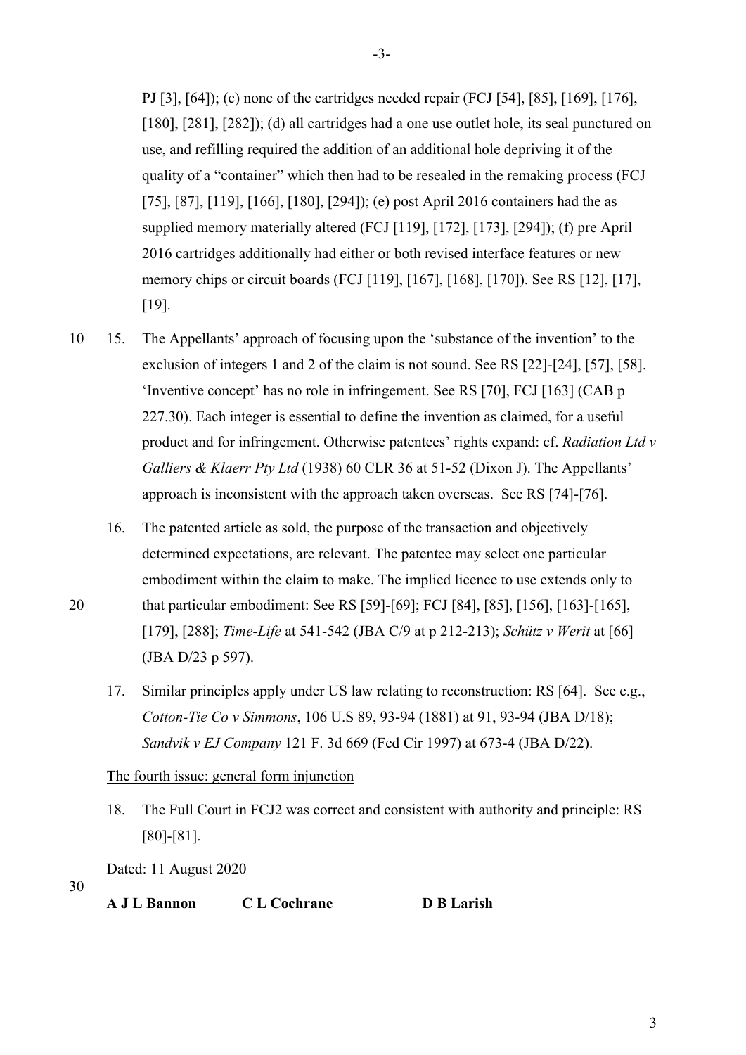PJ [3], [64]); (c) none of the cartridges needed repair (FCJ [54], [85], [169], [176], [180], [281], [282]); (d) all cartridges had a one use outlet hole, its seal punctured on use, and refilling required the addition of an additional hole depriving it of the quality of a "container" which then had to be resealed in the remaking process (FCJ [75], [87], [119], [166], [180], [294]); (e) post April 2016 containers had the as supplied memory materially altered (FCJ [119], [172], [173], [294]); (f) pre April 2016 cartridges additionally had either or both revised interface features or new memory chips or circuit boards (FCJ [119], [167], [168], [170]). See RS [12], [17], [19].

15. The Appellants' approach of focusing upon the 'substance of the invention' to the exclusion of integers 1 and 2 of the claim is not sound. See RS [22]-[24], [57], [58]. 'Inventive concept' has no role in infringement. See RS [70], FCJ [163] (CAB p 227.30). Each integer is essential to define the invention as claimed, for a useful product and for infringement. Otherwise patentees' rights expand: cf. *Radiation Ltd v Galliers & Klaerr Pty Ltd* (1938) 60 CLR 36 at 51-52 (Dixon J). The Appellants' approach is inconsistent with the approach taken overseas. See RS [74]-[76].

16. The patented article as sold, the purpose of the transaction and objectively determined expectations, are relevant. The patentee may select one particular embodiment within the claim to make. The implied licence to use extends only to that particular embodiment: See RS [59]-[69]; FCJ [84], [85], [156], [163]-[165], [179], [288]; *Time-Life* at 541-542 (JBA C/9 at p 212-213); *Schütz v Werit* at [66] (JBA D/23 p 597).

17. Similar principles apply under US law relating to reconstruction: RS [64]. See e.g., *Cotton-Tie Co v Simmons*, 106 U.S 89, 93-94 (1881) at 91, 93-94 (JBA D/18); *Sandvik v EJ Company* 121 F. 3d 669 (Fed Cir 1997) at 673-4 (JBA D/22).

The fourth issue: general form injunction

18. The Full Court in FCJ2 was correct and consistent with authority and principle: RS [80]-[81].

Dated: 11 August 2020

**A J L Bannon** **C L Cochrane** **D B Larish**